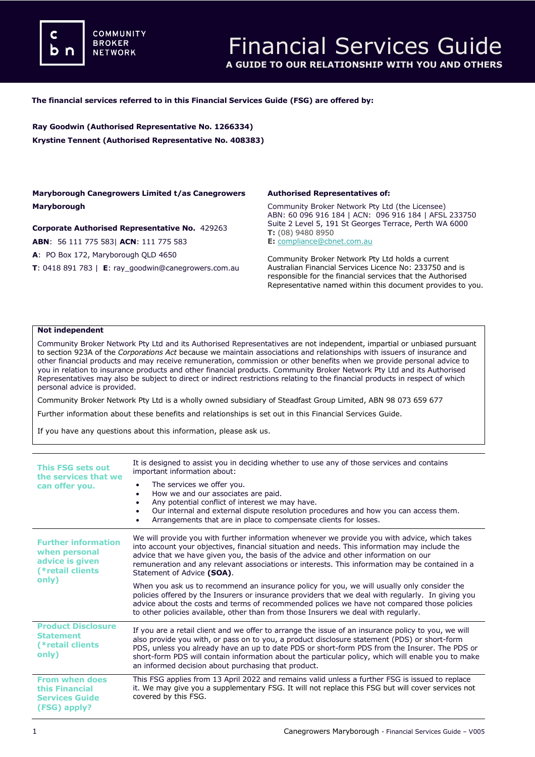COMMUNITY BROKER NETWORK

# Financial Services Guide

**A GUIDE TO OUR RELATIONSHIP WITH YOU AND OTHERS**

**The financial services referred to in this Financial Services Guide (FSG) are offered by:**

**Ray Goodwin (Authorised Representative No. 1266334)**
**Krystine Tennent (Authorised Representative No. 408383)**

**Maryborough Canegrowers Limited t/as Canegrowers Maryborough**

**Corporate Authorised Representative No.** 429263
**ABN**: 56 111 775 583| **ACN**: 111 775 583
**A**: PO Box 172, Maryborough QLD 4650
**T**: 0418 891 783 | **E**: ray_goodwin@canegrowers.com.au

**Authorised Representatives of:**

Community Broker Network Pty Ltd (the Licensee)
ABN: 60 096 916 184 | ACN: 096 916 184 | AFSL 233750
Suite 2 Level 5, 191 St Georges Terrace, Perth WA 6000
**T:** (08) 9480 8950
**E:** compliance@cbnet.com.au

Community Broker Network Pty Ltd holds a current Australian Financial Services Licence No: 233750 and is responsible for the financial services that the Authorised Representative named within this document provides to you.

**Not independent**

Community Broker Network Pty Ltd and its Authorised Representatives are not independent, impartial or unbiased pursuant to section 923A of the *Corporations Act* because we maintain associations and relationships with issuers of insurance and other financial products and may receive remuneration, commission or other benefits when we provide personal advice to you in relation to insurance products and other financial products. Community Broker Network Pty Ltd and its Authorised Representatives may also be subject to direct or indirect restrictions relating to the financial products in respect of which personal advice is provided.

Community Broker Network Pty Ltd is a wholly owned subsidiary of Steadfast Group Limited, ABN 98 073 659 677

Further information about these benefits and relationships is set out in this Financial Services Guide.

If you have any questions about this information, please ask us.

## This FSG sets out the services that we can offer you.

It is designed to assist you in deciding whether to use any of those services and contains important information about:

- The services we offer you.
- How we and our associates are paid.
- Any potential conflict of interest we may have.
- Our internal and external dispute resolution procedures and how you can access them.
- Arrangements that are in place to compensate clients for losses.

## Further information when personal advice is given (*retail clients only)

We will provide you with further information whenever we provide you with advice, which takes into account your objectives, financial situation and needs. This information may include the advice that we have given you, the basis of the advice and other information on our remuneration and any relevant associations or interests. This information may be contained in a Statement of Advice **(SOA)**.

When you ask us to recommend an insurance policy for you, we will usually only consider the policies offered by the Insurers or insurance providers that we deal with regularly. In giving you advice about the costs and terms of recommended polices we have not compared those policies to other policies available, other than from those Insurers we deal with regularly.

## Product Disclosure Statement (*retail clients only)

If you are a retail client and we offer to arrange the issue of an insurance policy to you, we will also provide you with, or pass on to you, a product disclosure statement (PDS) or short-form PDS, unless you already have an up to date PDS or short-form PDS from the Insurer. The PDS or short-form PDS will contain information about the particular policy, which will enable you to make an informed decision about purchasing that product.

## From when does this Financial Services Guide (FSG) apply?

This FSG applies from 13 April 2022 and remains valid unless a further FSG is issued to replace it. We may give you a supplementary FSG. It will not replace this FSG but will cover services not covered by this FSG.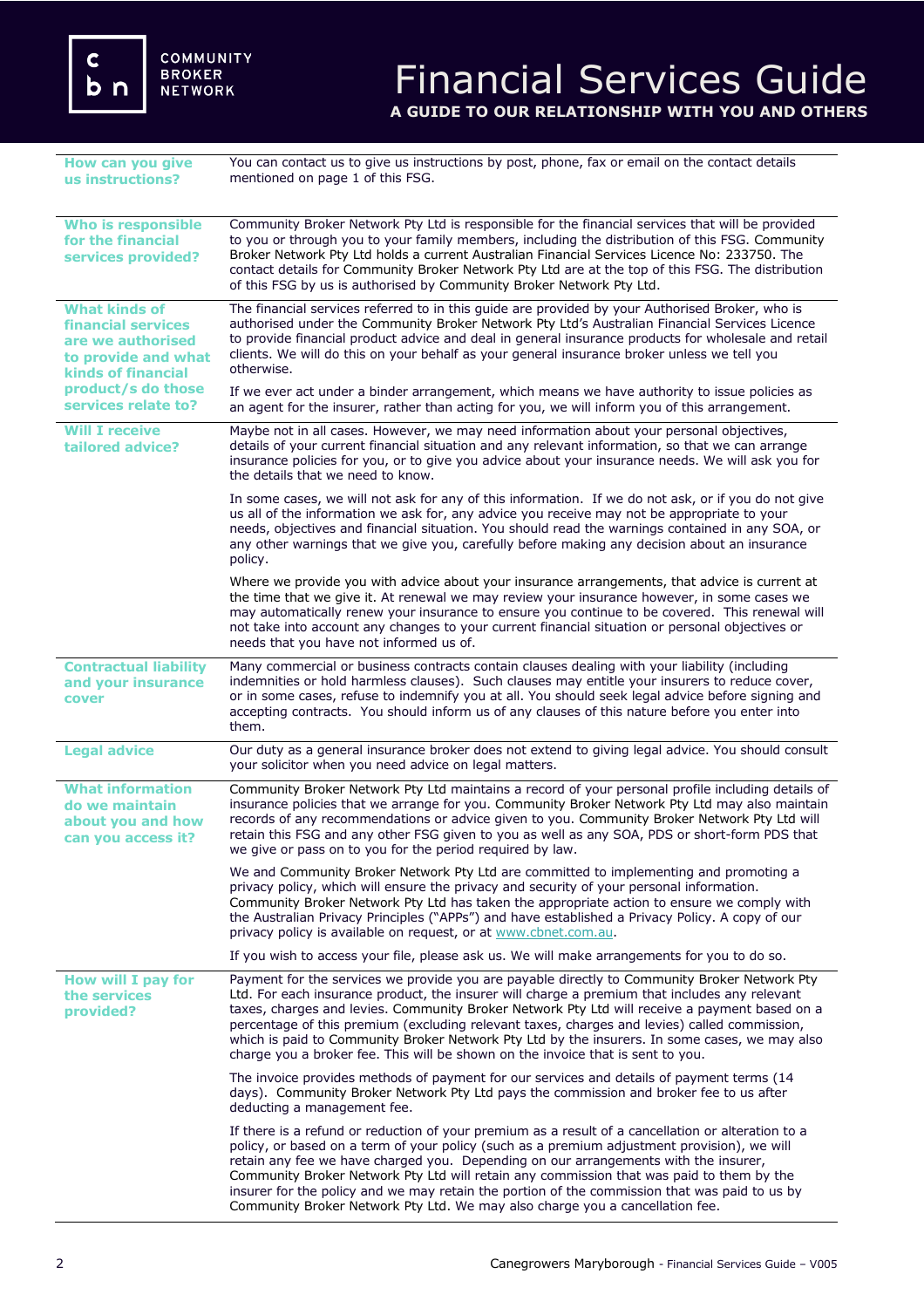# Financial Services Guide

**A GUIDE TO OUR RELATIONSHIP WITH YOU AND OTHERS**

### How can you give us instructions?

You can contact us to give us instructions by post, phone, fax or email on the contact details mentioned on page 1 of this FSG.

### Who is responsible for the financial services provided?

Community Broker Network Pty Ltd is responsible for the financial services that will be provided to you or through you to your family members, including the distribution of this FSG. Community Broker Network Pty Ltd holds a current Australian Financial Services Licence No: 233750. The contact details for Community Broker Network Pty Ltd are at the top of this FSG. The distribution of this FSG by us is authorised by Community Broker Network Pty Ltd.

### What kinds of financial services are we authorised to provide and what kinds of financial product/s do those services relate to?

The financial services referred to in this guide are provided by your Authorised Broker, who is authorised under the Community Broker Network Pty Ltd's Australian Financial Services Licence to provide financial product advice and deal in general insurance products for wholesale and retail clients. We will do this on your behalf as your general insurance broker unless we tell you otherwise.

If we ever act under a binder arrangement, which means we have authority to issue policies as an agent for the insurer, rather than acting for you, we will inform you of this arrangement.

### Will I receive tailored advice?

Maybe not in all cases. However, we may need information about your personal objectives, details of your current financial situation and any relevant information, so that we can arrange insurance policies for you, or to give you advice about your insurance needs. We will ask you for the details that we need to know.

In some cases, we will not ask for any of this information. If we do not ask, or if you do not give us all of the information we ask for, any advice you receive may not be appropriate to your needs, objectives and financial situation. You should read the warnings contained in any SOA, or any other warnings that we give you, carefully before making any decision about an insurance policy.

Where we provide you with advice about your insurance arrangements, that advice is current at the time that we give it. At renewal we may review your insurance however, in some cases we may automatically renew your insurance to ensure you continue to be covered. This renewal will not take into account any changes to your current financial situation or personal objectives or needs that you have not informed us of.

### Contractual liability and your insurance cover

Many commercial or business contracts contain clauses dealing with your liability (including indemnities or hold harmless clauses). Such clauses may entitle your insurers to reduce cover, or in some cases, refuse to indemnify you at all. You should seek legal advice before signing and accepting contracts. You should inform us of any clauses of this nature before you enter into them.

### Legal advice

Our duty as a general insurance broker does not extend to giving legal advice. You should consult your solicitor when you need advice on legal matters.

### What information do we maintain about you and how can you access it?

Community Broker Network Pty Ltd maintains a record of your personal profile including details of insurance policies that we arrange for you. Community Broker Network Pty Ltd may also maintain records of any recommendations or advice given to you. Community Broker Network Pty Ltd will retain this FSG and any other FSG given to you as well as any SOA, PDS or short-form PDS that we give or pass on to you for the period required by law.

We and Community Broker Network Pty Ltd are committed to implementing and promoting a privacy policy, which will ensure the privacy and security of your personal information. Community Broker Network Pty Ltd has taken the appropriate action to ensure we comply with the Australian Privacy Principles ("APPs") and have established a Privacy Policy. A copy of our privacy policy is available on request, or at www.cbnet.com.au.

If you wish to access your file, please ask us. We will make arrangements for you to do so.

### How will I pay for the services provided?

Payment for the services we provide you are payable directly to Community Broker Network Pty Ltd. For each insurance product, the insurer will charge a premium that includes any relevant taxes, charges and levies. Community Broker Network Pty Ltd will receive a payment based on a percentage of this premium (excluding relevant taxes, charges and levies) called commission, which is paid to Community Broker Network Pty Ltd by the insurers. In some cases, we may also charge you a broker fee. This will be shown on the invoice that is sent to you.

The invoice provides methods of payment for our services and details of payment terms (14 days). Community Broker Network Pty Ltd pays the commission and broker fee to us after deducting a management fee.

If there is a refund or reduction of your premium as a result of a cancellation or alteration to a policy, or based on a term of your policy (such as a premium adjustment provision), we will retain any fee we have charged you. Depending on our arrangements with the insurer, Community Broker Network Pty Ltd will retain any commission that was paid to them by the insurer for the policy and we may retain the portion of the commission that was paid to us by Community Broker Network Pty Ltd. We may also charge you a cancellation fee.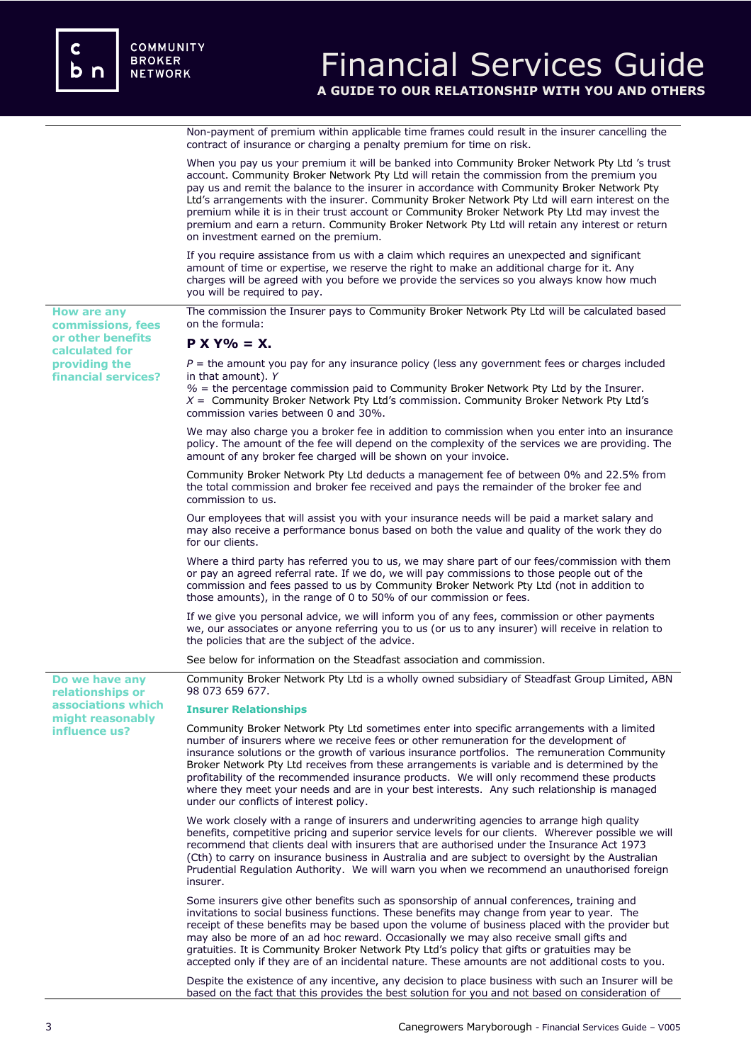Non-payment of premium within applicable time frames could result in the insurer cancelling the contract of insurance or charging a penalty premium for time on risk.

When you pay us your premium it will be banked into Community Broker Network Pty Ltd 's trust account. Community Broker Network Pty Ltd will retain the commission from the premium you pay us and remit the balance to the insurer in accordance with Community Broker Network Pty Ltd's arrangements with the insurer. Community Broker Network Pty Ltd will earn interest on the premium while it is in their trust account or Community Broker Network Pty Ltd may invest the premium and earn a return. Community Broker Network Pty Ltd will retain any interest or return on investment earned on the premium.

If you require assistance from us with a claim which requires an unexpected and significant amount of time or expertise, we reserve the right to make an additional charge for it. Any charges will be agreed with you before we provide the services so you always know how much you will be required to pay.

## How are any commissions, fees or other benefits calculated for providing the financial services?

The commission the Insurer pays to Community Broker Network Pty Ltd will be calculated based on the formula:

**P X Y% = X.**

*P* = the amount you pay for any insurance policy (less any government fees or charges included in that amount). *Y*
% = the percentage commission paid to Community Broker Network Pty Ltd by the Insurer.
*X* = Community Broker Network Pty Ltd's commission. Community Broker Network Pty Ltd's commission varies between 0 and 30%.

We may also charge you a broker fee in addition to commission when you enter into an insurance policy. The amount of the fee will depend on the complexity of the services we are providing. The amount of any broker fee charged will be shown on your invoice.

Community Broker Network Pty Ltd deducts a management fee of between 0% and 22.5% from the total commission and broker fee received and pays the remainder of the broker fee and commission to us.

Our employees that will assist you with your insurance needs will be paid a market salary and may also receive a performance bonus based on both the value and quality of the work they do for our clients.

Where a third party has referred you to us, we may share part of our fees/commission with them or pay an agreed referral rate. If we do, we will pay commissions to those people out of the commission and fees passed to us by Community Broker Network Pty Ltd (not in addition to those amounts), in the range of 0 to 50% of our commission or fees.

If we give you personal advice, we will inform you of any fees, commission or other payments we, our associates or anyone referring you to us (or us to any insurer) will receive in relation to the policies that are the subject of the advice.

See below for information on the Steadfast association and commission.

## Do we have any relationships or associations which might reasonably influence us?

Community Broker Network Pty Ltd is a wholly owned subsidiary of Steadfast Group Limited, ABN 98 073 659 677.

### Insurer Relationships

Community Broker Network Pty Ltd sometimes enter into specific arrangements with a limited number of insurers where we receive fees or other remuneration for the development of insurance solutions or the growth of various insurance portfolios. The remuneration Community Broker Network Pty Ltd receives from these arrangements is variable and is determined by the profitability of the recommended insurance products. We will only recommend these products where they meet your needs and are in your best interests. Any such relationship is managed under our conflicts of interest policy.

We work closely with a range of insurers and underwriting agencies to arrange high quality benefits, competitive pricing and superior service levels for our clients. Wherever possible we will recommend that clients deal with insurers that are authorised under the Insurance Act 1973 (Cth) to carry on insurance business in Australia and are subject to oversight by the Australian Prudential Regulation Authority. We will warn you when we recommend an unauthorised foreign insurer.

Some insurers give other benefits such as sponsorship of annual conferences, training and invitations to social business functions. These benefits may change from year to year. The receipt of these benefits may be based upon the volume of business placed with the provider but may also be more of an ad hoc reward. Occasionally we may also receive small gifts and gratuities. It is Community Broker Network Pty Ltd's policy that gifts or gratuities may be accepted only if they are of an incidental nature. These amounts are not additional costs to you.

Despite the existence of any incentive, any decision to place business with such an Insurer will be based on the fact that this provides the best solution for you and not based on consideration of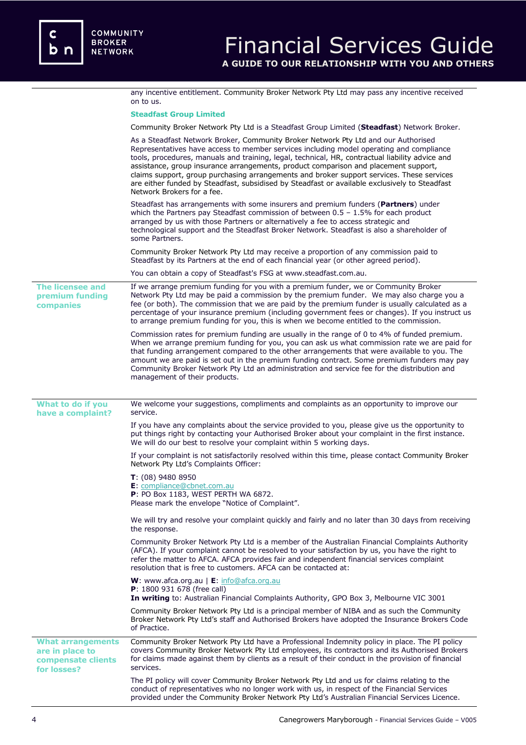any incentive entitlement. Community Broker Network Pty Ltd may pass any incentive received on to us.

**Steadfast Group Limited**

Community Broker Network Pty Ltd is a Steadfast Group Limited (**Steadfast**) Network Broker.

As a Steadfast Network Broker, Community Broker Network Pty Ltd and our Authorised Representatives have access to member services including model operating and compliance tools, procedures, manuals and training, legal, technical, HR, contractual liability advice and assistance, group insurance arrangements, product comparison and placement support, claims support, group purchasing arrangements and broker support services. These services are either funded by Steadfast, subsidised by Steadfast or available exclusively to Steadfast Network Brokers for a fee.

Steadfast has arrangements with some insurers and premium funders (**Partners**) under which the Partners pay Steadfast commission of between 0.5 – 1.5% for each product arranged by us with those Partners or alternatively a fee to access strategic and technological support and the Steadfast Broker Network. Steadfast is also a shareholder of some Partners.

Community Broker Network Pty Ltd may receive a proportion of any commission paid to Steadfast by its Partners at the end of each financial year (or other agreed period).

You can obtain a copy of Steadfast's FSG at www.steadfast.com.au.

## The licensee and premium funding companies

If we arrange premium funding for you with a premium funder, we or Community Broker Network Pty Ltd may be paid a commission by the premium funder. We may also charge you a fee (or both). The commission that we are paid by the premium funder is usually calculated as a percentage of your insurance premium (including government fees or changes). If you instruct us to arrange premium funding for you, this is when we become entitled to the commission.

Commission rates for premium funding are usually in the range of 0 to 4% of funded premium. When we arrange premium funding for you, you can ask us what commission rate we are paid for that funding arrangement compared to the other arrangements that were available to you. The amount we are paid is set out in the premium funding contract. Some premium funders may pay Community Broker Network Pty Ltd an administration and service fee for the distribution and management of their products.

## What to do if you have a complaint?

We welcome your suggestions, compliments and complaints as an opportunity to improve our service.

If you have any complaints about the service provided to you, please give us the opportunity to put things right by contacting your Authorised Broker about your complaint in the first instance. We will do our best to resolve your complaint within 5 working days.

If your complaint is not satisfactorily resolved within this time, please contact Community Broker Network Pty Ltd's Complaints Officer:

**T**: (08) 9480 8950
**E**: compliance@cbnet.com.au
**P**: PO Box 1183, WEST PERTH WA 6872.
Please mark the envelope "Notice of Complaint".

We will try and resolve your complaint quickly and fairly and no later than 30 days from receiving the response.

Community Broker Network Pty Ltd is a member of the Australian Financial Complaints Authority (AFCA). If your complaint cannot be resolved to your satisfaction by us, you have the right to refer the matter to AFCA. AFCA provides fair and independent financial services complaint resolution that is free to customers. AFCA can be contacted at:

**W**: www.afca.org.au | **E**: info@afca.org.au
**P**: 1800 931 678 (free call)
**In writing** to: Australian Financial Complaints Authority, GPO Box 3, Melbourne VIC 3001

Community Broker Network Pty Ltd is a principal member of NIBA and as such the Community Broker Network Pty Ltd's staff and Authorised Brokers have adopted the Insurance Brokers Code of Practice.

## What arrangements are in place to compensate clients for losses?

Community Broker Network Pty Ltd have a Professional Indemnity policy in place. The PI policy covers Community Broker Network Pty Ltd employees, its contractors and its Authorised Brokers for claims made against them by clients as a result of their conduct in the provision of financial services.

The PI policy will cover Community Broker Network Pty Ltd and us for claims relating to the conduct of representatives who no longer work with us, in respect of the Financial Services provided under the Community Broker Network Pty Ltd's Australian Financial Services Licence.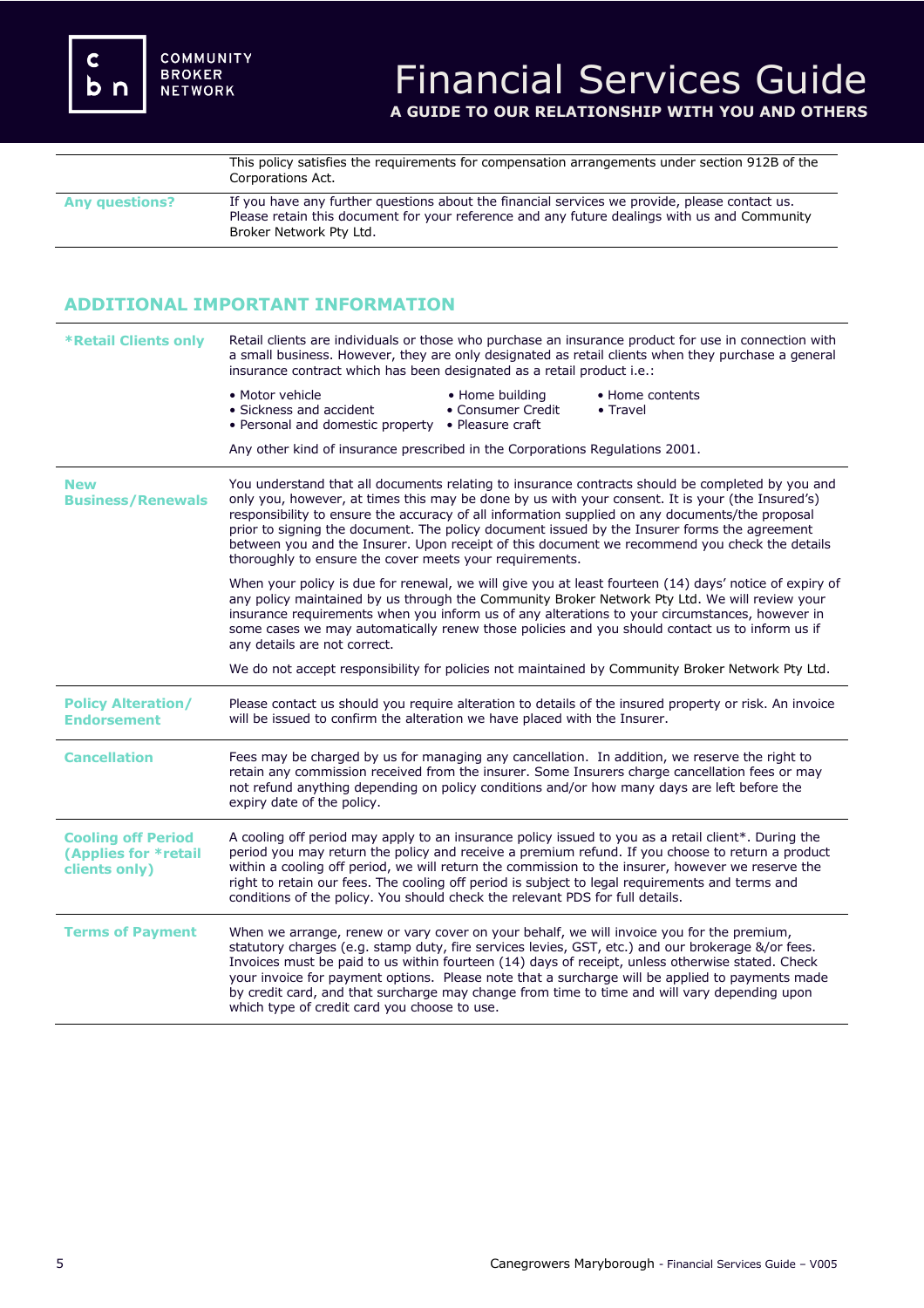| | |
|---|---|
| | This policy satisfies the requirements for compensation arrangements under section 912B of the Corporations Act. |
| **Any questions?** | If you have any further questions about the financial services we provide, please contact us. Please retain this document for your reference and any future dealings with us and Community Broker Network Pty Ltd. |

## ADDITIONAL IMPORTANT INFORMATION

| | |
|---|---|
| ***Retail Clients only** | Retail clients are individuals or those who purchase an insurance product for use in connection with a small business. However, they are only designated as retail clients when they purchase a general insurance contract which has been designated as a retail product i.e.:<br>• Motor vehicle • Home building • Home contents<br>• Sickness and accident • Consumer Credit • Travel<br>• Personal and domestic property • Pleasure craft<br><br>Any other kind of insurance prescribed in the Corporations Regulations 2001. |
| **New Business/Renewals** | You understand that all documents relating to insurance contracts should be completed by you and only you, however, at times this may be done by us with your consent. It is your (the Insured's) responsibility to ensure the accuracy of all information supplied on any documents/the proposal prior to signing the document. The policy document issued by the Insurer forms the agreement between you and the Insurer. Upon receipt of this document we recommend you check the details thoroughly to ensure the cover meets your requirements.<br><br>When your policy is due for renewal, we will give you at least fourteen (14) days' notice of expiry of any policy maintained by us through the Community Broker Network Pty Ltd. We will review your insurance requirements when you inform us of any alterations to your circumstances, however in some cases we may automatically renew those policies and you should contact us to inform us if any details are not correct.<br><br>We do not accept responsibility for policies not maintained by Community Broker Network Pty Ltd. |
| **Policy Alteration/ Endorsement** | Please contact us should you require alteration to details of the insured property or risk. An invoice will be issued to confirm the alteration we have placed with the Insurer. |
| **Cancellation** | Fees may be charged by us for managing any cancellation. In addition, we reserve the right to retain any commission received from the insurer. Some Insurers charge cancellation fees or may not refund anything depending on policy conditions and/or how many days are left before the expiry date of the policy. |
| **Cooling off Period (Applies for *retail clients only)** | A cooling off period may apply to an insurance policy issued to you as a retail client*. During the period you may return the policy and receive a premium refund. If you choose to return a product within a cooling off period, we will return the commission to the insurer, however we reserve the right to retain our fees. The cooling off period is subject to legal requirements and terms and conditions of the policy. You should check the relevant PDS for full details. |
| **Terms of Payment** | When we arrange, renew or vary cover on your behalf, we will invoice you for the premium, statutory charges (e.g. stamp duty, fire services levies, GST, etc.) and our brokerage &/or fees. Invoices must be paid to us within fourteen (14) days of receipt, unless otherwise stated. Check your invoice for payment options. Please note that a surcharge will be applied to payments made by credit card, and that surcharge may change from time to time and will vary depending upon which type of credit card you choose to use. |